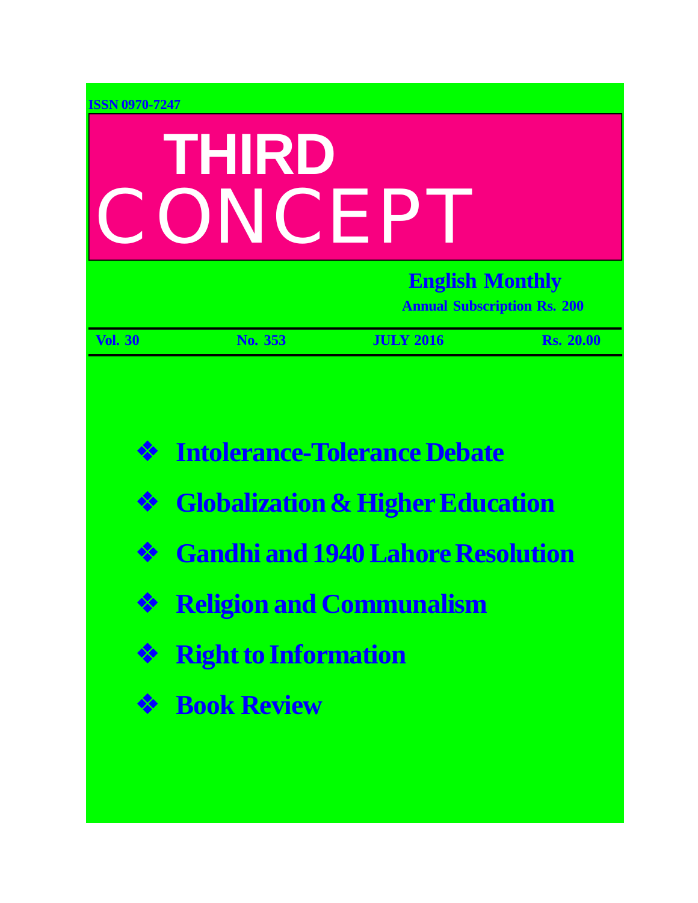ISSN 0970-7247

# THIRD CONCEPT

**English Monthly**

**Annual Subscription Rs. 200**

**Vol. 30** **No. 353** **JULY 2016** **Rs. 20.00**

- **Intolerance-Tolerance Debate**
- **Globalization & Higher Education**
- **Gandhi and 1940 Lahore Resolution**
- **Religion and Communalism**
- **Right to Information**
- **Book Review**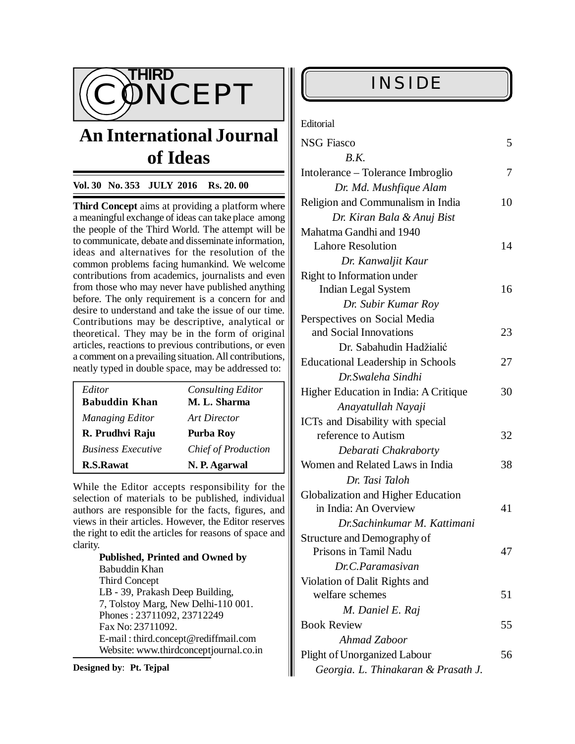# THIRD CONCEPT

## An International Journal of Ideas

**Vol. 30 No. 353 JULY 2016 Rs. 20. 00**

**Third Concept** aims at providing a platform where a meaningful exchange of ideas can take place among the people of the Third World. The attempt will be to communicate, debate and disseminate information, ideas and alternatives for the resolution of the common problems facing humankind. We welcome contributions from academics, journalists and even from those who may never have published anything before. The only requirement is a concern for and desire to understand and take the issue of our time. Contributions may be descriptive, analytical or theoretical. They may be in the form of original articles, reactions to previous contributions, or even a comment on a prevailing situation. All contributions, neatly typed in double space, may be addressed to:

| *Editor* | *Consulting Editor* |
|---|---|
| **Babuddin Khan** | **M. L. Sharma** |
| *Managing Editor* | *Art Director* |
| **R. Prudhvi Raju** | **Purba Roy** |
| *Business Executive* | *Chief of Production* |
| **R.S.Rawat** | **N. P. Agarwal** |

While the Editor accepts responsibility for the selection of materials to be published, individual authors are responsible for the facts, figures, and views in their articles. However, the Editor reserves the right to edit the articles for reasons of space and clarity.

**Published, Printed and Owned by**
Babuddin Khan
Third Concept
LB - 39, Prakash Deep Building,
7, Tolstoy Marg, New Delhi-110 001.
Phones : 23711092, 23712249
Fax No: 23711092.
E-mail : third.concept@rediffmail.com
Website: www.thirdconceptjournal.co.in

**Designed by**: **Pt. Tejpal**

# INSIDE

Editorial

| Title | Page |
|---|---|
| NSG Fiasco<br>*B.K.* | 5 |
| Intolerance – Tolerance Imbroglio<br>*Dr. Md. Mushfique Alam* | 7 |
| Religion and Communalism in India<br>*Dr. Kiran Bala & Anuj Bist* | 10 |
| Mahatma Gandhi and 1940 Lahore Resolution<br>*Dr. Kanwaljit Kaur* | 14 |
| Right to Information under Indian Legal System<br>*Dr. Subir Kumar Roy* | 16 |
| Perspectives on Social Media and Social Innovations<br>Dr. Sabahudin Hadžialić | 23 |
| Educational Leadership in Schools<br>*Dr.Swaleha Sindhi* | 27 |
| Higher Education in India: A Critique<br>*Anayatullah Nayaji* | 30 |
| ICTs and Disability with special reference to Autism<br>*Debarati Chakraborty* | 32 |
| Women and Related Laws in India<br>*Dr. Tasi Taloh* | 38 |
| Globalization and Higher Education in India: An Overview<br>*Dr.Sachinkumar M. Kattimani* | 41 |
| Structure and Demography of Prisons in Tamil Nadu<br>*Dr.C.Paramasivan* | 47 |
| Violation of Dalit Rights and welfare schemes<br>*M. Daniel E. Raj* | 51 |
| Book Review<br>*Ahmad Zaboor* | 55 |
| Plight of Unorganized Labour<br>*Georgia. L. Thinakaran & Prasath J.* | 56 |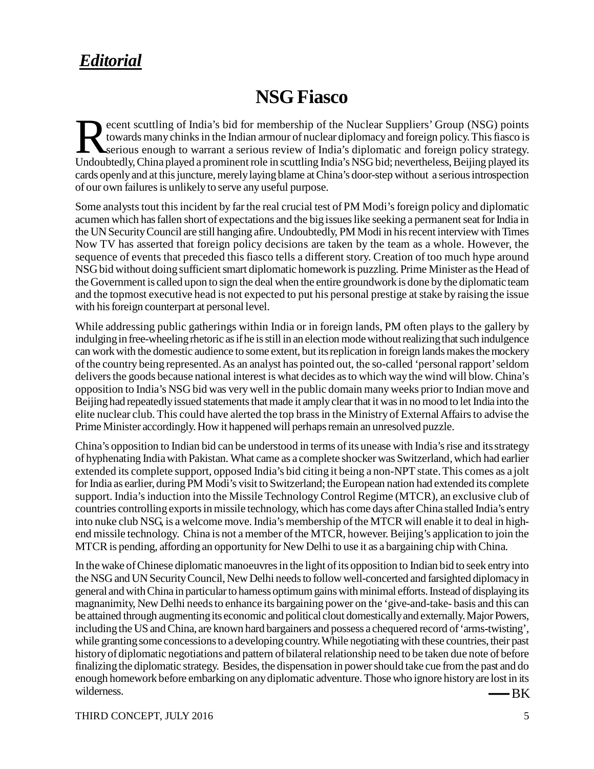***Editorial***

# NSG Fiasco

Recent scuttling of India's bid for membership of the Nuclear Suppliers' Group (NSG) points towards many chinks in the Indian armour of nuclear diplomacy and foreign policy. This fiasco is serious enough to warrant a serious review of India's diplomatic and foreign policy strategy. Undoubtedly, China played a prominent role in scuttling India's NSG bid; nevertheless, Beijing played its cards openly and at this juncture, merely laying blame at China's door-step without a serious introspection of our own failures is unlikely to serve any useful purpose.

Some analysts tout this incident by far the real crucial test of PM Modi's foreign policy and diplomatic acumen which has fallen short of expectations and the big issues like seeking a permanent seat for India in the UN Security Council are still hanging afire. Undoubtedly, PM Modi in his recent interview with Times Now TV has asserted that foreign policy decisions are taken by the team as a whole. However, the sequence of events that preceded this fiasco tells a different story. Creation of too much hype around NSG bid without doing sufficient smart diplomatic homework is puzzling. Prime Minister as the Head of the Government is called upon to sign the deal when the entire groundwork is done by the diplomatic team and the topmost executive head is not expected to put his personal prestige at stake by raising the issue with his foreign counterpart at personal level.

While addressing public gatherings within India or in foreign lands, PM often plays to the gallery by indulging in free-wheeling rhetoric as if he is still in an election mode without realizing that such indulgence can work with the domestic audience to some extent, but its replication in foreign lands makes the mockery of the country being represented. As an analyst has pointed out, the so-called 'personal rapport' seldom delivers the goods because national interest is what decides as to which way the wind will blow. China's opposition to India's NSG bid was very well in the public domain many weeks prior to Indian move and Beijing had repeatedly issued statements that made it amply clear that it was in no mood to let India into the elite nuclear club. This could have alerted the top brass in the Ministry of External Affairs to advise the Prime Minister accordingly. How it happened will perhaps remain an unresolved puzzle.

China's opposition to Indian bid can be understood in terms of its unease with India's rise and its strategy of hyphenating India with Pakistan. What came as a complete shocker was Switzerland, which had earlier extended its complete support, opposed India's bid citing it being a non-NPT state. This comes as a jolt for India as earlier, during PM Modi's visit to Switzerland; the European nation had extended its complete support. India's induction into the Missile Technology Control Regime (MTCR), an exclusive club of countries controlling exports in missile technology, which has come days after China stalled India's entry into nuke club NSG, is a welcome move. India's membership of the MTCR will enable it to deal in high-end missile technology. China is not a member of the MTCR, however. Beijing's application to join the MTCR is pending, affording an opportunity for New Delhi to use it as a bargaining chip with China.

In the wake of Chinese diplomatic manoeuvres in the light of its opposition to Indian bid to seek entry into the NSG and UN Security Council, New Delhi needs to follow well-concerted and farsighted diplomacy in general and with China in particular to harness optimum gains with minimal efforts. Instead of displaying its magnanimity, New Delhi needs to enhance its bargaining power on the 'give-and-take- basis and this can be attained through augmenting its economic and political clout domestically and externally. Major Powers, including the US and China, are known hard bargainers and possess a chequered record of 'arms-twisting', while granting some concessions to a developing country. While negotiating with these countries, their past history of diplomatic negotiations and pattern of bilateral relationship need to be taken due note of before finalizing the diplomatic strategy. Besides, the dispensation in power should take cue from the past and do enough homework before embarking on any diplomatic adventure. Those who ignore history are lost in its wilderness.

—BK